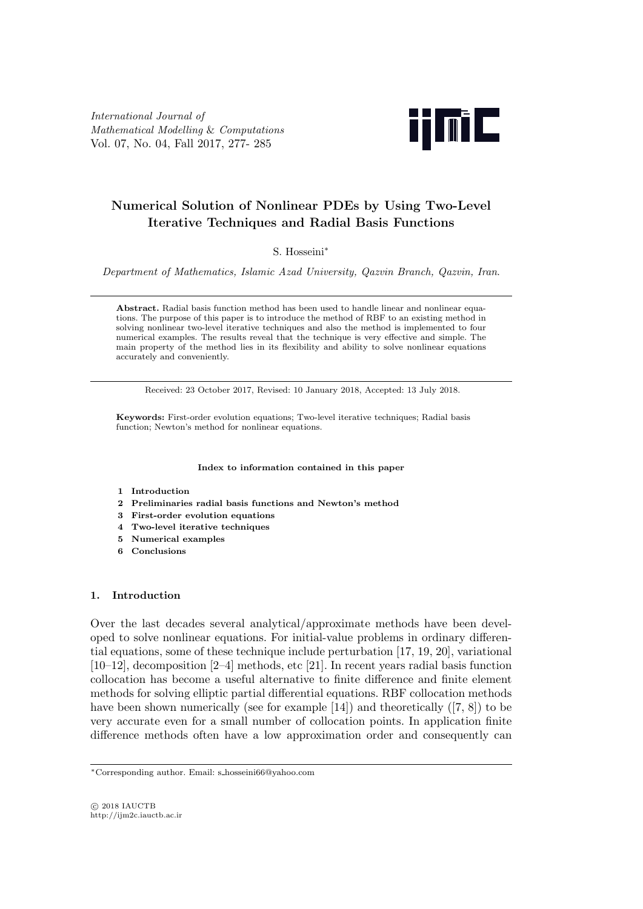# Numerical Solution of Nonlinear PDEs by Using Two-Level Iterative Techniques and Radial Basis Functions

S. Hosseini*

*Department of Mathematics, Islamic Azad University, Qazvin Branch, Qazvin, Iran.*

**Abstract.** Radial basis function method has been used to handle linear and nonlinear equations. The purpose of this paper is to introduce the method of RBF to an existing method in solving nonlinear two-level iterative techniques and also the method is implemented to four numerical examples. The results reveal that the technique is very effective and simple. The main property of the method lies in its flexibility and ability to solve nonlinear equations accurately and conveniently.

Received: 23 October 2017, Revised: 10 January 2018, Accepted: 13 July 2018.

**Keywords:** First-order evolution equations; Two-level iterative techniques; Radial basis function; Newton's method for nonlinear equations.

**Index to information contained in this paper**

1. **Introduction**
2. **Preliminaries radial basis functions and Newton's method**
3. **First-order evolution equations**
4. **Two-level iterative techniques**
5. **Numerical examples**
6. **Conclusions**

## 1. Introduction

Over the last decades several analytical/approximate methods have been developed to solve nonlinear equations. For initial-value problems in ordinary differential equations, some of these technique include perturbation [17, 19, 20], variational [10–12], decomposition [2–4] methods, etc [21]. In recent years radial basis function collocation has become a useful alternative to finite difference and finite element methods for solving elliptic partial differential equations. RBF collocation methods have been shown numerically (see for example [14]) and theoretically ([7, 8]) to be very accurate even for a small number of collocation points. In application finite difference methods often have a low approximation order and consequently can

*Corresponding author. Email: s_hosseini66@yahoo.com

© 2018 IAUCTB
http://ijm2c.iauctb.ac.ir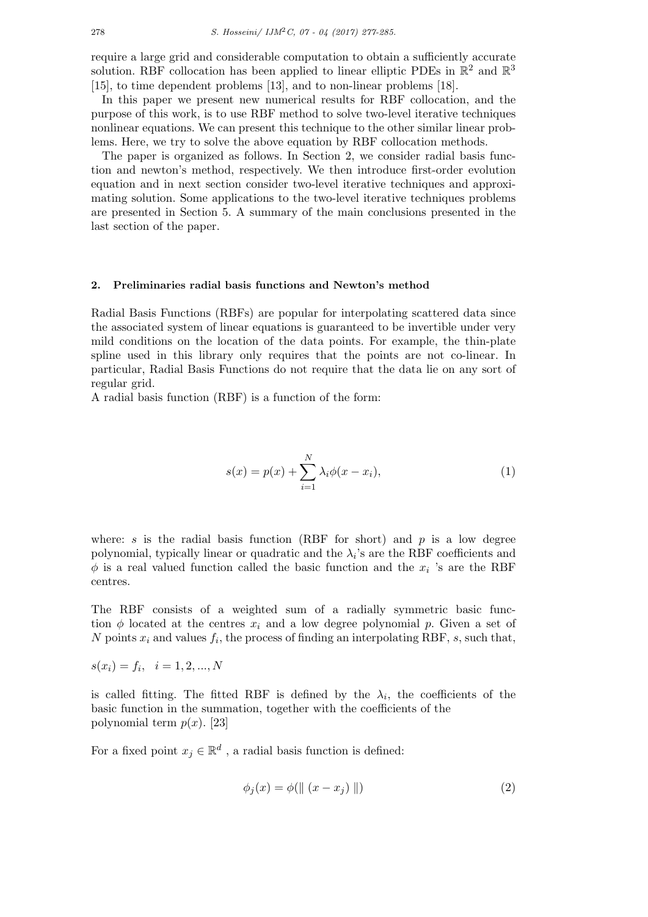require a large grid and considerable computation to obtain a sufficiently accurate solution. RBF collocation has been applied to linear elliptic PDEs in $\mathbb{R}^2$ and $\mathbb{R}^3$ [15], to time dependent problems [13], and to non-linear problems [18].

In this paper we present new numerical results for RBF collocation, and the purpose of this work, is to use RBF method to solve two-level iterative techniques nonlinear equations. We can present this technique to the other similar linear problems. Here, we try to solve the above equation by RBF collocation methods.

The paper is organized as follows. In Section 2, we consider radial basis function and newton's method, respectively. We then introduce first-order evolution equation and in next section consider two-level iterative techniques and approximating solution. Some applications to the two-level iterative techniques problems are presented in Section 5. A summary of the main conclusions presented in the last section of the paper.

## 2. Preliminaries radial basis functions and Newton's method

Radial Basis Functions (RBFs) are popular for interpolating scattered data since the associated system of linear equations is guaranteed to be invertible under very mild conditions on the location of the data points. For example, the thin-plate spline used in this library only requires that the points are not co-linear. In particular, Radial Basis Functions do not require that the data lie on any sort of regular grid.

A radial basis function (RBF) is a function of the form:

$$s(x) = p(x) + \sum_{i=1}^{N} \lambda_i \phi(x - x_i), \tag{1}$$

where: $s$ is the radial basis function (RBF for short) and $p$ is a low degree polynomial, typically linear or quadratic and the $\lambda_i$'s are the RBF coefficients and $\phi$ is a real valued function called the basic function and the $x_i$ 's are the RBF centres.

The RBF consists of a weighted sum of a radially symmetric basic function $\phi$ located at the centres $x_i$ and a low degree polynomial $p$. Given a set of $N$ points $x_i$ and values $f_i$, the process of finding an interpolating RBF, $s$, such that,

$s(x_i) = f_i, \quad i = 1, 2, ..., N$

is called fitting. The fitted RBF is defined by the $\lambda_i$, the coefficients of the basic function in the summation, together with the coefficients of the polynomial term $p(x)$. [23]

For a fixed point $x_j \in \mathbb{R}^d$ , a radial basis function is defined:

$$\phi_j(x) = \phi(\| (x - x_j) \|) \tag{2}$$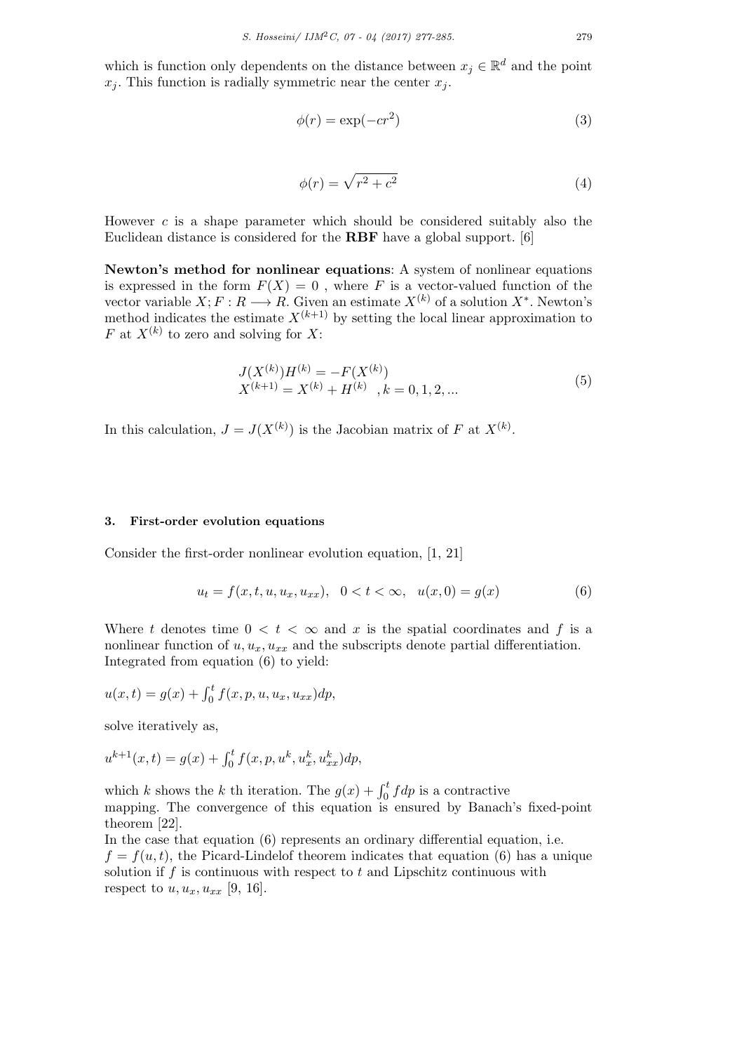which is function only dependents on the distance between $x_j \in \mathbb{R}^d$ and the point $x_j$. This function is radially symmetric near the center $x_j$.

$$\phi(r) = \exp(-cr^2) \tag{3}$$

$$\phi(r) = \sqrt{r^2 + c^2} \tag{4}$$

However $c$ is a shape parameter which should be considered suitably also the Euclidean distance is considered for the **RBF** have a global support. [6]

**Newton's method for nonlinear equations**: A system of nonlinear equations is expressed in the form $F(X) = 0$ , where $F$ is a vector-valued function of the vector variable $X; F : R \longrightarrow R$. Given an estimate $X^{(k)}$ of a solution $X^*$. Newton's method indicates the estimate $X^{(k+1)}$ by setting the local linear approximation to $F$ at $X^{(k)}$ to zero and solving for $X$:

$$\begin{aligned} &J(X^{(k)})H^{(k)} = -F(X^{(k)}) \\ &X^{(k+1)} = X^{(k)} + H^{(k)} \quad , k = 0, 1, 2, ... \end{aligned} \tag{5}$$

In this calculation, $J = J(X^{(k)})$ is the Jacobian matrix of $F$ at $X^{(k)}$.

## 3. First-order evolution equations

Consider the first-order nonlinear evolution equation, [1, 21]

$$u_t = f(x, t, u, u_x, u_{xx}), \quad 0 < t < \infty, \quad u(x, 0) = g(x) \tag{6}$$

Where $t$ denotes time $0 < t < \infty$ and $x$ is the spatial coordinates and $f$ is a nonlinear function of $u, u_x, u_{xx}$ and the subscripts denote partial differentiation. Integrated from equation (6) to yield:

$u(x, t) = g(x) + \int_0^t f(x, p, u, u_x, u_{xx})dp,$

solve iteratively as,

$u^{k+1}(x, t) = g(x) + \int_0^t f(x, p, u^k, u_x^k, u_{xx}^k)dp,$

which $k$ shows the $k$ th iteration. The $g(x) + \int_0^t f dp$ is a contractive mapping. The convergence of this equation is ensured by Banach's fixed-point theorem [22].

In the case that equation (6) represents an ordinary differential equation, i.e. $f = f(u, t)$, the Picard-Lindelof theorem indicates that equation (6) has a unique solution if $f$ is continuous with respect to $t$ and Lipschitz continuous with respect to $u, u_x, u_{xx}$ [9, 16].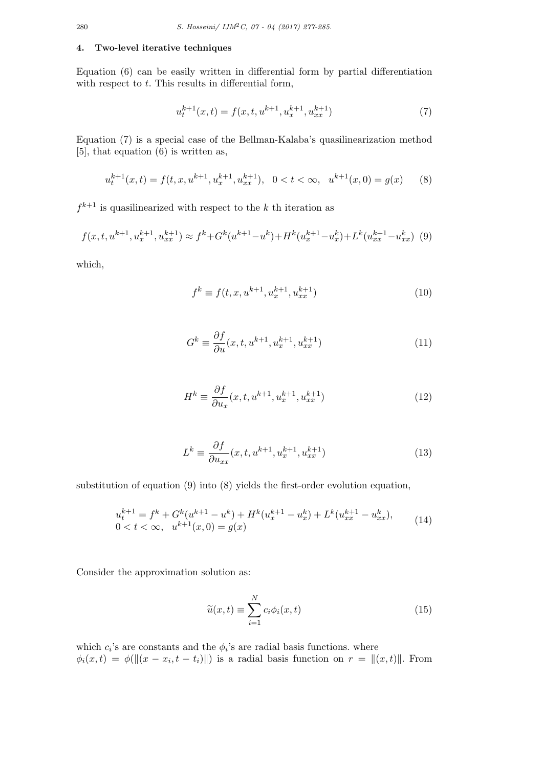### 4. Two-level iterative techniques

Equation (6) can be easily written in differential form by partial differentiation with respect to $t$. This results in differential form,

$$u_t^{k+1}(x,t) = f(x,t,u^{k+1},u_x^{k+1},u_{xx}^{k+1}) \tag{7}$$

Equation (7) is a special case of the Bellman-Kalaba's quasilinearization method [5], that equation (6) is written as,

$$u_t^{k+1}(x,t) = f(t,x,u^{k+1},u_x^{k+1},u_{xx}^{k+1}), \quad 0 < t < \infty, \quad u^{k+1}(x,0) = g(x) \tag{8}$$

$f^{k+1}$ is quasilinearized with respect to the $k$ th iteration as

$$f(x,t,u^{k+1},u_x^{k+1},u_{xx}^{k+1}) \approx f^k + G^k(u^{k+1}-u^k) + H^k(u_x^{k+1}-u_x^k) + L^k(u_{xx}^{k+1}-u_{xx}^k) \tag{9}$$

which,

$$f^k \equiv f(t,x,u^{k+1},u_x^{k+1},u_{xx}^{k+1}) \tag{10}$$

$$G^k \equiv \frac{\partial f}{\partial u}(x,t,u^{k+1},u_x^{k+1},u_{xx}^{k+1}) \tag{11}$$

$$H^k \equiv \frac{\partial f}{\partial u_x}(x,t,u^{k+1},u_x^{k+1},u_{xx}^{k+1}) \tag{12}$$

$$L^k \equiv \frac{\partial f}{\partial u_{xx}}(x,t,u^{k+1},u_x^{k+1},u_{xx}^{k+1}) \tag{13}$$

substitution of equation (9) into (8) yields the first-order evolution equation,

$$\begin{aligned} &u_t^{k+1} = f^k + G^k(u^{k+1}-u^k) + H^k(u_x^{k+1}-u_x^k) + L^k(u_{xx}^{k+1}-u_{xx}^k), \\ &0 < t < \infty, \quad u^{k+1}(x,0) = g(x) \end{aligned} \tag{14}$$

Consider the approximation solution as:

$$\widetilde{u}(x,t) \equiv \sum_{i=1}^{N} c_i \phi_i(x,t) \tag{15}$$

which $c_i$'s are constants and the $\phi_i$'s are radial basis functions. where $\phi_i(x,t) = \phi(\|(x-x_i, t-t_i)\|)$ is a radial basis function on $r = \|(x,t)\|$. From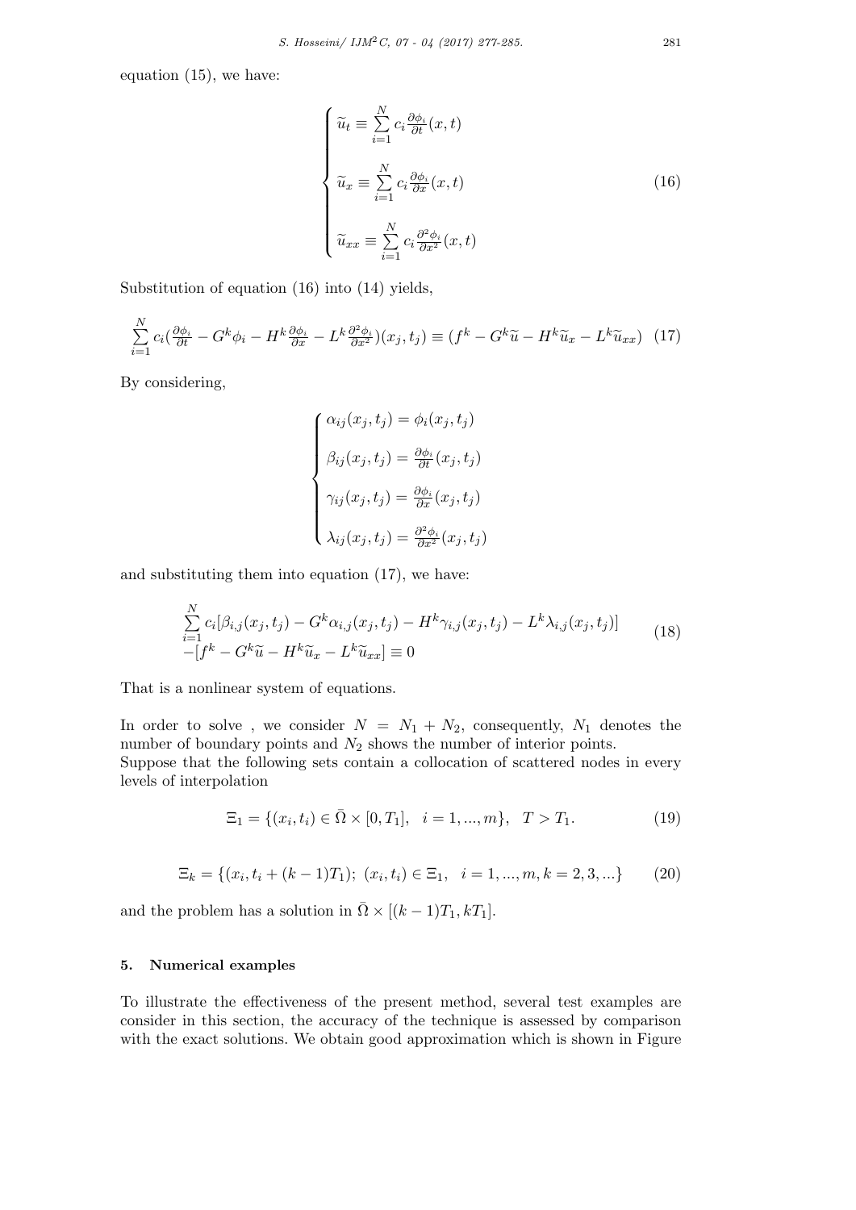equation (15), we have:

$$
\begin{cases}
\widetilde{u}_t \equiv \sum\limits_{i=1}^{N} c_i \frac{\partial \phi_i}{\partial t}(x,t) \\
\widetilde{u}_x \equiv \sum\limits_{i=1}^{N} c_i \frac{\partial \phi_i}{\partial x}(x,t) \\
\widetilde{u}_{xx} \equiv \sum\limits_{i=1}^{N} c_i \frac{\partial^2 \phi_i}{\partial x^2}(x,t)
\end{cases}
\tag{16}
$$

Substitution of equation (16) into (14) yields,

$$
\sum_{i=1}^{N} c_i \left(\frac{\partial \phi_i}{\partial t} - G^k \phi_i - H^k \frac{\partial \phi_i}{\partial x} - L^k \frac{\partial^2 \phi_i}{\partial x^2}\right)(x_j, t_j) \equiv (f^k - G^k \widetilde{u} - H^k \widetilde{u}_x - L^k \widetilde{u}_{xx}) \tag{17}
$$

By considering,

$$
\begin{cases}
\alpha_{ij}(x_j, t_j) = \phi_i(x_j, t_j) \\
\beta_{ij}(x_j, t_j) = \frac{\partial \phi_i}{\partial t}(x_j, t_j) \\
\gamma_{ij}(x_j, t_j) = \frac{\partial \phi_i}{\partial x}(x_j, t_j) \\
\lambda_{ij}(x_j, t_j) = \frac{\partial^2 \phi_i}{\partial x^2}(x_j, t_j)
\end{cases}
$$

and substituting them into equation (17), we have:

$$
\begin{aligned}
&\sum_{i=1}^{N} c_i [\beta_{i,j}(x_j, t_j) - G^k \alpha_{i,j}(x_j, t_j) - H^k \gamma_{i,j}(x_j, t_j) - L^k \lambda_{i,j}(x_j, t_j)] \\
&-[f^k - G^k \widetilde{u} - H^k \widetilde{u}_x - L^k \widetilde{u}_{xx}] \equiv 0
\end{aligned}
\tag{18}
$$

That is a nonlinear system of equations.

In order to solve , we consider $N = N_1 + N_2$, consequently, $N_1$ denotes the number of boundary points and $N_2$ shows the number of interior points.
Suppose that the following sets contain a collocation of scattered nodes in every levels of interpolation

$$
\Xi_1 = \{(x_i, t_i) \in \bar{\Omega} \times [0, T_1], \quad i = 1, ..., m\}, \quad T > T_1. \tag{19}
$$

$$
\Xi_k = \{(x_i, t_i + (k-1)T_1); \ (x_i, t_i) \in \Xi_1, \quad i = 1, ..., m, k = 2, 3, ...\} \tag{20}
$$

and the problem has a solution in $\bar{\Omega} \times [(k-1)T_1, kT_1]$.

## 5. Numerical examples

To illustrate the effectiveness of the present method, several test examples are consider in this section, the accuracy of the technique is assessed by comparison with the exact solutions. We obtain good approximation which is shown in Figure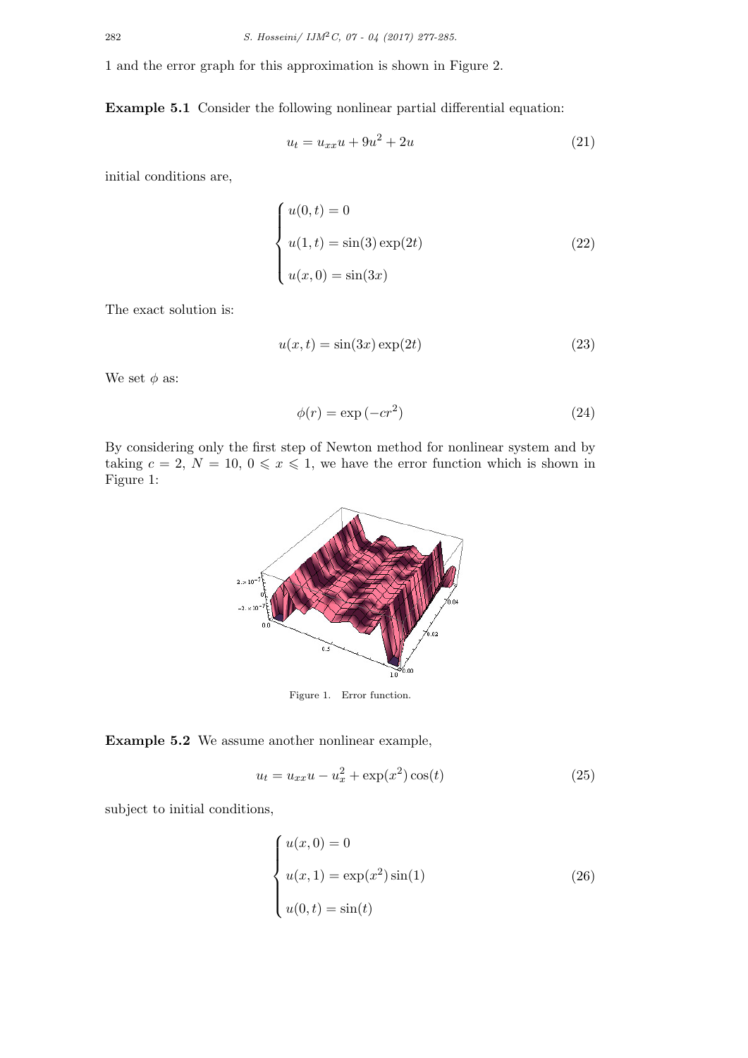1 and the error graph for this approximation is shown in Figure 2.

**Example 5.1** Consider the following nonlinear partial differential equation:

$$u_t = u_{xx}u + 9u^2 + 2u \tag{21}$$

initial conditions are,

$$\begin{cases} u(0,t) = 0 \\ u(1,t) = \sin(3)\exp(2t) \\ u(x,0) = \sin(3x) \end{cases} \tag{22}$$

The exact solution is:

$$u(x,t) = \sin(3x)\exp(2t) \tag{23}$$

We set $\phi$ as:

$$\phi(r) = \exp\left(-cr^2\right) \tag{24}$$

By considering only the first step of Newton method for nonlinear system and by taking $c = 2$, $N = 10$, $0 \leqslant x \leqslant 1$, we have the error function which is shown in Figure 1:

Figure 1. Error function.

**Example 5.2** We assume another nonlinear example,

$$u_t = u_{xx}u - u_x^2 + \exp(x^2)\cos(t) \tag{25}$$

subject to initial conditions,

$$\begin{cases} u(x,0) = 0 \\ u(x,1) = \exp(x^2)\sin(1) \\ u(0,t) = \sin(t) \end{cases} \tag{26}$$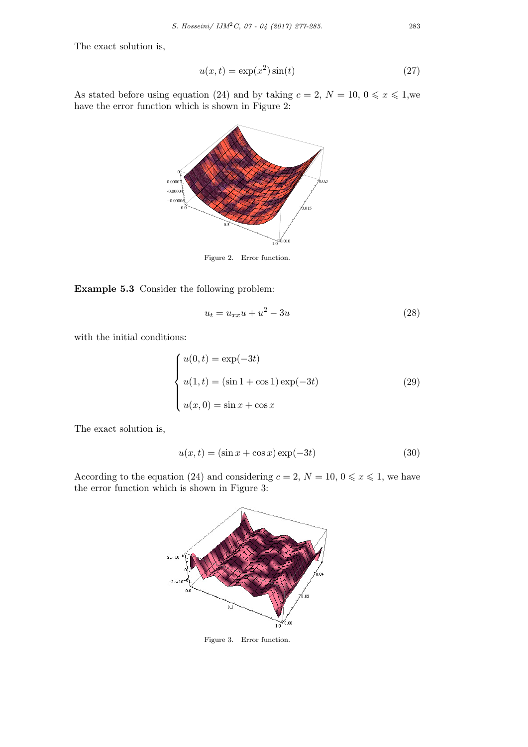The exact solution is,

$$u(x,t) = \exp(x^2)\sin(t) \tag{27}$$

As stated before using equation (24) and by taking $c = 2$, $N = 10$, $0 \leqslant x \leqslant 1$,we have the error function which is shown in Figure 2:

Figure 2. Error function.

**Example 5.3** Consider the following problem:

$$u_t = u_{xx}u + u^2 - 3u \tag{28}$$

with the initial conditions:

$$\begin{cases} u(0,t) = \exp(-3t) \\ u(1,t) = (\sin 1 + \cos 1)\exp(-3t) \\ u(x,0) = \sin x + \cos x \end{cases} \tag{29}$$

The exact solution is,

$$u(x,t) = (\sin x + \cos x)\exp(-3t) \tag{30}$$

According to the equation (24) and considering $c = 2$, $N = 10$, $0 \leqslant x \leqslant 1$, we have the error function which is shown in Figure 3:

Figure 3. Error function.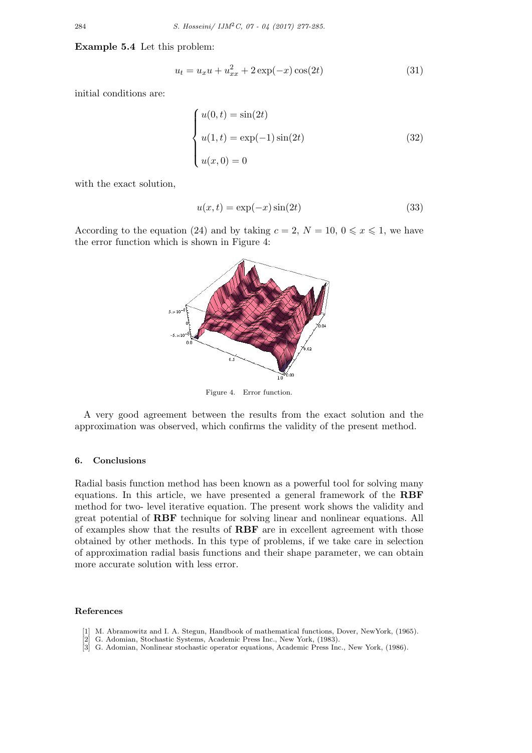**Example 5.4** Let this problem:

$$u_t = u_x u + u_{xx}^2 + 2\exp(-x)\cos(2t) \tag{31}$$

initial conditions are:

$$\begin{cases} u(0,t) = \sin(2t) \\ u(1,t) = \exp(-1)\sin(2t) \\ u(x,0) = 0 \end{cases} \tag{32}$$

with the exact solution,

$$u(x,t) = \exp(-x)\sin(2t) \tag{33}$$

According to the equation (24) and by taking $c = 2$, $N = 10$, $0 \leqslant x \leqslant 1$, we have the error function which is shown in Figure 4:

Figure 4. Error function.

A very good agreement between the results from the exact solution and the approximation was observed, which confirms the validity of the present method.

## 6. Conclusions

Radial basis function method has been known as a powerful tool for solving many equations. In this article, we have presented a general framework of the **RBF** method for two- level iterative equation. The present work shows the validity and great potential of **RBF** technique for solving linear and nonlinear equations. All of examples show that the results of **RBF** are in excellent agreement with those obtained by other methods. In this type of problems, if we take care in selection of approximation radial basis functions and their shape parameter, we can obtain more accurate solution with less error.

## References

[1] M. Abramowitz and I. A. Stegun, Handbook of mathematical functions, Dover, NewYork, (1965).
[2] G. Adomian, Stochastic Systems, Academic Press Inc., New York, (1983).
[3] G. Adomian, Nonlinear stochastic operator equations, Academic Press Inc., New York, (1986).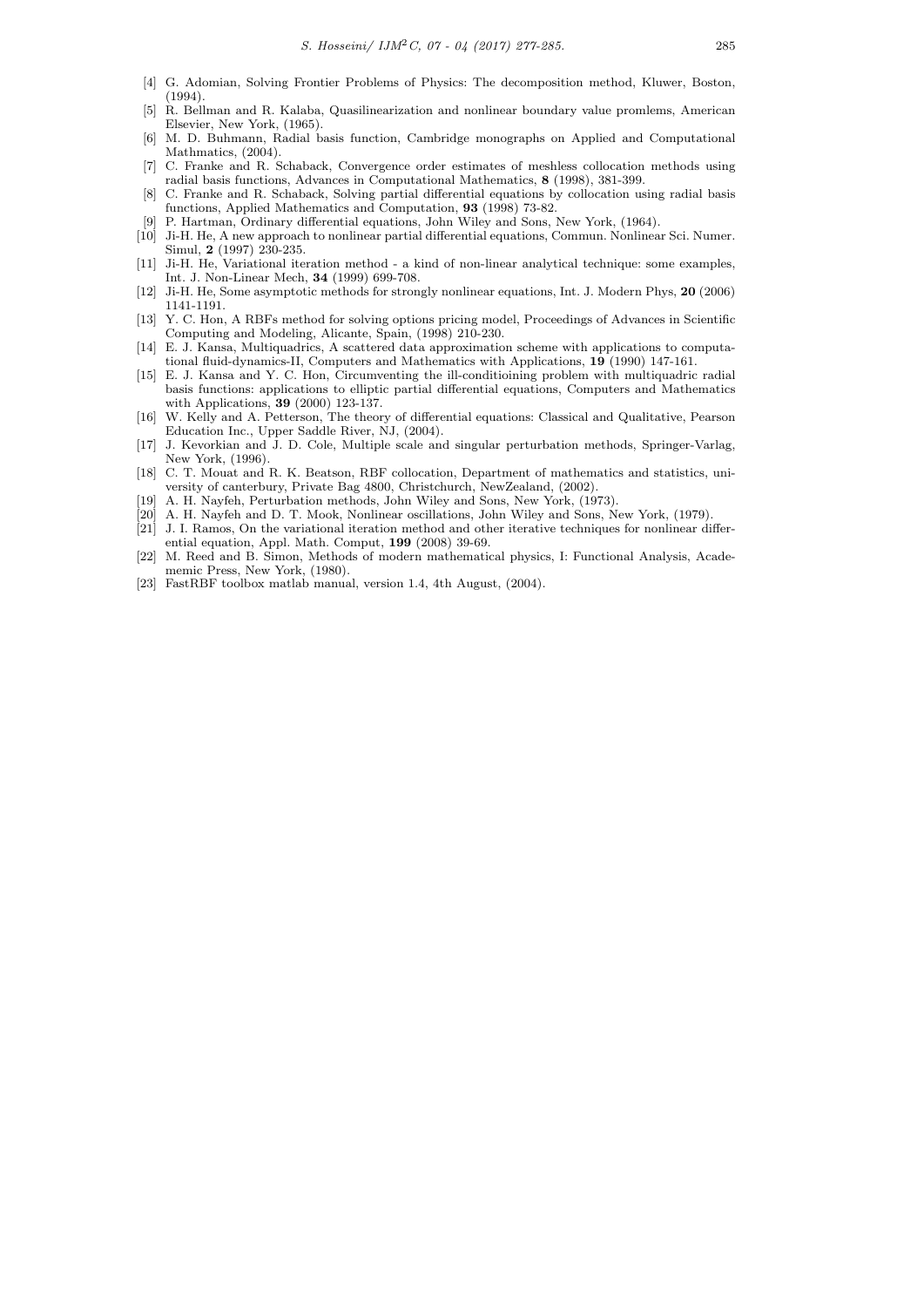- [4] G. Adomian, Solving Frontier Problems of Physics: The decomposition method, Kluwer, Boston, (1994).
- [5] R. Bellman and R. Kalaba, Quasilinearization and nonlinear boundary value promlems, American Elsevier, New York, (1965).
- [6] M. D. Buhmann, Radial basis function, Cambridge monographs on Applied and Computational Mathmatics, (2004).
- [7] C. Franke and R. Schaback, Convergence order estimates of meshless collocation methods using radial basis functions, Advances in Computational Mathematics, **8** (1998), 381-399.
- [8] C. Franke and R. Schaback, Solving partial differential equations by collocation using radial basis functions, Applied Mathematics and Computation, **93** (1998) 73-82.
- [9] P. Hartman, Ordinary differential equations, John Wiley and Sons, New York, (1964).
- [10] Ji-H. He, A new approach to nonlinear partial differential equations, Commun. Nonlinear Sci. Numer. Simul, **2** (1997) 230-235.
- [11] Ji-H. He, Variational iteration method - a kind of non-linear analytical technique: some examples, Int. J. Non-Linear Mech, **34** (1999) 699-708.
- [12] Ji-H. He, Some asymptotic methods for strongly nonlinear equations, Int. J. Modern Phys, **20** (2006) 1141-1191.
- [13] Y. C. Hon, A RBFs method for solving options pricing model, Proceedings of Advances in Scientific Computing and Modeling, Alicante, Spain, (1998) 210-230.
- [14] E. J. Kansa, Multiquadrics, A scattered data approximation scheme with applications to computational fluid-dynamics-II, Computers and Mathematics with Applications, **19** (1990) 147-161.
- [15] E. J. Kansa and Y. C. Hon, Circumventing the ill-conditioining problem with multiquadric radial basis functions: applications to elliptic partial differential equations, Computers and Mathematics with Applications, **39** (2000) 123-137.
- [16] W. Kelly and A. Petterson, The theory of differential equations: Classical and Qualitative, Pearson Education Inc., Upper Saddle River, NJ, (2004).
- [17] J. Kevorkian and J. D. Cole, Multiple scale and singular perturbation methods, Springer-Varlag, New York, (1996).
- [18] C. T. Mouat and R. K. Beatson, RBF collocation, Department of mathematics and statistics, university of canterbury, Private Bag 4800, Christchurch, NewZealand, (2002).
- [19] A. H. Nayfeh, Perturbation methods, John Wiley and Sons, New York, (1973).
- [20] A. H. Nayfeh and D. T. Mook, Nonlinear oscillations, John Wiley and Sons, New York, (1979).
- [21] J. I. Ramos, On the variational iteration method and other iterative techniques for nonlinear differential equation, Appl. Math. Comput, **199** (2008) 39-69.
- [22] M. Reed and B. Simon, Methods of modern mathematical physics, I: Functional Analysis, Academemic Press, New York, (1980).
- [23] FastRBF toolbox matlab manual, version 1.4, 4th August, (2004).